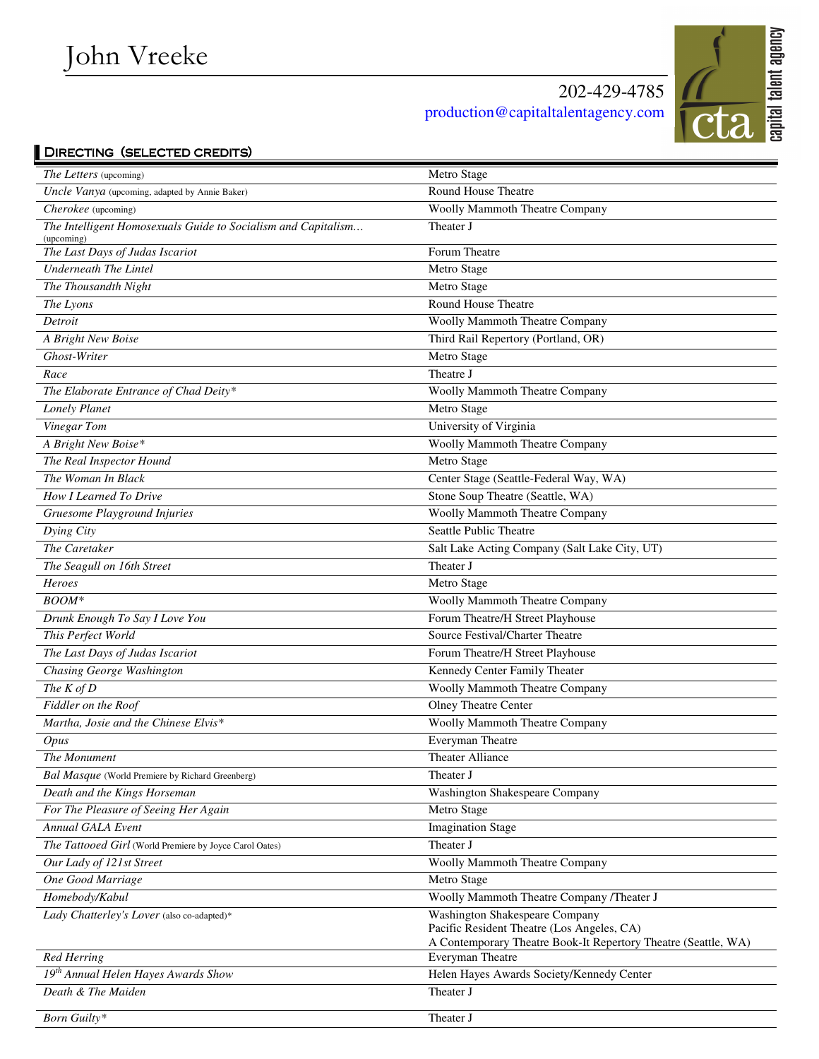# John Vreeke

202-429-4785
production@capitaltalentagency.com

cta capital talent agency

## Directing (selected credits)

| | |
|---|---|
| *The Letters* (upcoming) | Metro Stage |
| *Uncle Vanya* (upcoming, adapted by Annie Baker) | Round House Theatre |
| *Cherokee* (upcoming) | Woolly Mammoth Theatre Company |
| *The Intelligent Homosexuals Guide to Socialism and Capitalism…* (upcoming) | Theater J |
| *The Last Days of Judas Iscariot* | Forum Theatre |
| *Underneath The Lintel* | Metro Stage |
| *The Thousandth Night* | Metro Stage |
| *The Lyons* | Round House Theatre |
| *Detroit* | Woolly Mammoth Theatre Company |
| *A Bright New Boise* | Third Rail Repertory (Portland, OR) |
| *Ghost-Writer* | Metro Stage |
| *Race* | Theatre J |
| *The Elaborate Entrance of Chad Deity** | Woolly Mammoth Theatre Company |
| *Lonely Planet* | Metro Stage |
| *Vinegar Tom* | University of Virginia |
| *A Bright New Boise** | Woolly Mammoth Theatre Company |
| *The Real Inspector Hound* | Metro Stage |
| *The Woman In Black* | Center Stage (Seattle-Federal Way, WA) |
| *How I Learned To Drive* | Stone Soup Theatre (Seattle, WA) |
| *Gruesome Playground Injuries* | Woolly Mammoth Theatre Company |
| *Dying City* | Seattle Public Theatre |
| *The Caretaker* | Salt Lake Acting Company (Salt Lake City, UT) |
| *The Seagull on 16th Street* | Theater J |
| *Heroes* | Metro Stage |
| *BOOM** | Woolly Mammoth Theatre Company |
| *Drunk Enough To Say I Love You* | Forum Theatre/H Street Playhouse |
| *This Perfect World* | Source Festival/Charter Theatre |
| *The Last Days of Judas Iscariot* | Forum Theatre/H Street Playhouse |
| *Chasing George Washington* | Kennedy Center Family Theater |
| *The K of D* | Woolly Mammoth Theatre Company |
| *Fiddler on the Roof* | Olney Theatre Center |
| *Martha, Josie and the Chinese Elvis** | Woolly Mammoth Theatre Company |
| *Opus* | Everyman Theatre |
| *The Monument* | Theater Alliance |
| *Bal Masque* (World Premiere by Richard Greenberg) | Theater J |
| *Death and the Kings Horseman* | Washington Shakespeare Company |
| *For The Pleasure of Seeing Her Again* | Metro Stage |
| *Annual GALA Event* | Imagination Stage |
| *The Tattooed Girl* (World Premiere by Joyce Carol Oates) | Theater J |
| *Our Lady of 121st Street* | Woolly Mammoth Theatre Company |
| *One Good Marriage* | Metro Stage |
| *Homebody/Kabul* | Woolly Mammoth Theatre Company /Theater J |
| *Lady Chatterley's Lover* (also co-adapted)* | Washington Shakespeare Company<br>Pacific Resident Theatre (Los Angeles, CA)<br>A Contemporary Theatre Book-It Repertory Theatre (Seattle, WA) |
| *Red Herring* | Everyman Theatre |
| *19th Annual Helen Hayes Awards Show* | Helen Hayes Awards Society/Kennedy Center |
| *Death & The Maiden* | Theater J |
| *Born Guilty** | Theater J |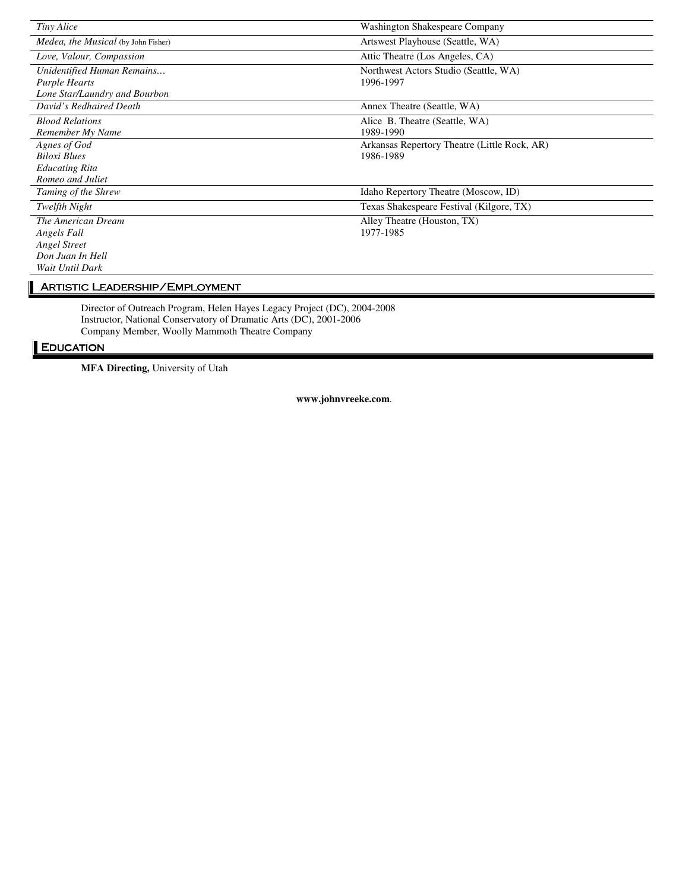| | |
|---|---|
| *Tiny Alice* | Washington Shakespeare Company |
| *Medea, the Musical* (by John Fisher) | Artswest Playhouse (Seattle, WA) |
| *Love, Valour, Compassion* | Attic Theatre (Los Angeles, CA) |
| *Unidentified Human Remains…*<br>*Purple Hearts*<br>*Lone Star/Laundry and Bourbon* | Northwest Actors Studio (Seattle, WA)<br>1996-1997 |
| *David's Redhaired Death* | Annex Theatre (Seattle, WA) |
| *Blood Relations*<br>*Remember My Name* | Alice B. Theatre (Seattle, WA)<br>1989-1990 |
| *Agnes of God*<br>*Biloxi Blues*<br>*Educating Rita*<br>*Romeo and Juliet* | Arkansas Repertory Theatre (Little Rock, AR)<br>1986-1989 |
| *Taming of the Shrew* | Idaho Repertory Theatre (Moscow, ID) |
| *Twelfth Night* | Texas Shakespeare Festival (Kilgore, TX) |
| *The American Dream*<br>*Angels Fall*<br>*Angel Street*<br>*Don Juan In Hell*<br>*Wait Until Dark* | Alley Theatre (Houston, TX)<br>1977-1985 |

## Artistic Leadership/Employment

Director of Outreach Program, Helen Hayes Legacy Project (DC), 2004-2008
Instructor, National Conservatory of Dramatic Arts (DC), 2001-2006
Company Member, Woolly Mammoth Theatre Company

## Education

**MFA Directing,** University of Utah

**www.johnvreeke.com**.